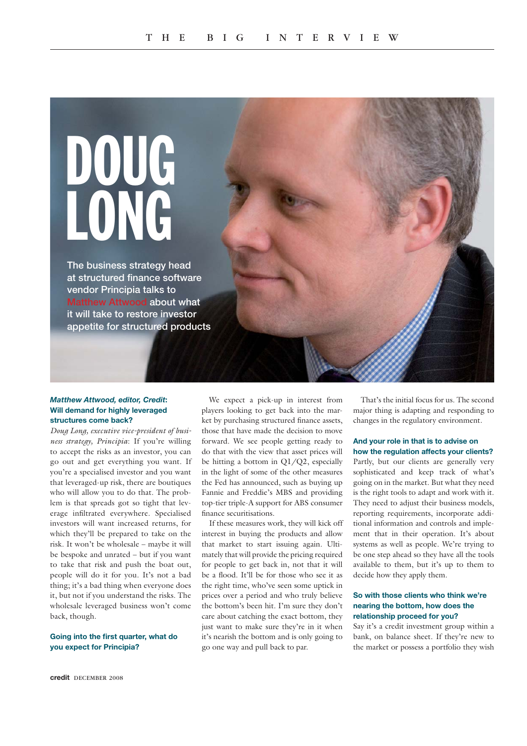# DOUG LONG

The business strategy head at structured finance software vendor Principia talks to Matthew Attwood about what it will take to restore investor appetite for structured products

***Matthew Attwood, editor, Credit*: Will demand for highly leveraged structures come back?**

*Doug Long, executive vice-president of business strategy, Principia*: If you're willing to accept the risks as an investor, you can go out and get everything you want. If you're a specialised investor and you want that leveraged-up risk, there are boutiques who will allow you to do that. The problem is that spreads got so tight that leverage infiltrated everywhere. Specialised investors will want increased returns, for which they'll be prepared to take on the risk. It won't be wholesale – maybe it will be bespoke and unrated – but if you want to take that risk and push the boat out, people will do it for you. It's not a bad thing; it's a bad thing when everyone does it, but not if you understand the risks. The wholesale leveraged business won't come back, though.

**Going into the first quarter, what do you expect for Principia?**

We expect a pick-up in interest from players looking to get back into the market by purchasing structured finance assets, those that have made the decision to move forward. We see people getting ready to do that with the view that asset prices will be hitting a bottom in Q1/Q2, especially in the light of some of the other measures the Fed has announced, such as buying up Fannie and Freddie's MBS and providing top-tier triple-A support for ABS consumer finance securitisations.

If these measures work, they will kick off interest in buying the products and allow that market to start issuing again. Ultimately that will provide the pricing required for people to get back in, not that it will be a flood. It'll be for those who see it as the right time, who've seen some uptick in prices over a period and who truly believe the bottom's been hit. I'm sure they don't care about catching the exact bottom, they just want to make sure they're in it when it's nearish the bottom and is only going to go one way and pull back to par.

That's the initial focus for us. The second major thing is adapting and responding to changes in the regulatory environment.

**And your role in that is to advise on how the regulation affects your clients?**

Partly, but our clients are generally very sophisticated and keep track of what's going on in the market. But what they need is the right tools to adapt and work with it. They need to adjust their business models, reporting requirements, incorporate additional information and controls and implement that in their operation. It's about systems as well as people. We're trying to be one step ahead so they have all the tools available to them, but it's up to them to decide how they apply them.

**So with those clients who think we're nearing the bottom, how does the relationship proceed for you?**

Say it's a credit investment group within a bank, on balance sheet. If they're new to the market or possess a portfolio they wish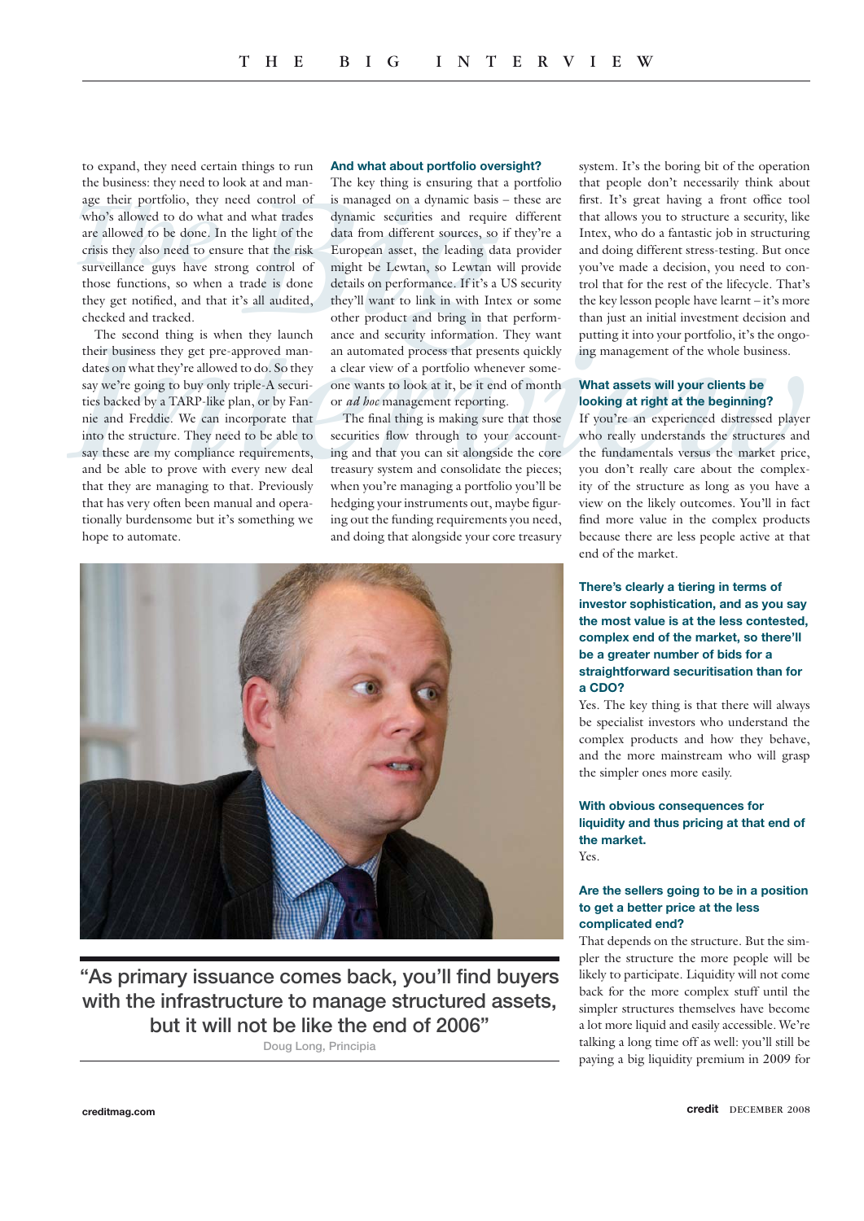to expand, they need certain things to run the business: they need to look at and manage their portfolio, they need control of who's allowed to do what and what trades are allowed to be done. In the light of the crisis they also need to ensure that the risk surveillance guys have strong control of those functions, so when a trade is done they get notified, and that it's all audited, checked and tracked.

The second thing is when they launch their business they get pre-approved mandates on what they're allowed to do. So they say we're going to buy only triple-A securities backed by a TARP-like plan, or by Fannie and Freddie. We can incorporate that into the structure. They need to be able to say these are my compliance requirements, and be able to prove with every new deal that they are managing to that. Previously that has very often been manual and operationally burdensome but it's something we hope to automate.

**And what about portfolio oversight?**

The key thing is ensuring that a portfolio is managed on a dynamic basis – these are dynamic securities and require different data from different sources, so if they're a European asset, the leading data provider might be Lewtan, so Lewtan will provide details on performance. If it's a US security they'll want to link in with Intex or some other product and bring in that performance and security information. They want an automated process that presents quickly a clear view of a portfolio whenever someone wants to look at it, be it end of month or *ad hoc* management reporting.

The final thing is making sure that those securities flow through to your accounting and that you can sit alongside the core treasury system and consolidate the pieces; when you're managing a portfolio you'll be hedging your instruments out, maybe figuring out the funding requirements you need, and doing that alongside your core treasury system. It's the boring bit of the operation that people don't necessarily think about first. It's great having a front office tool that allows you to structure a security, like Intex, who do a fantastic job in structuring and doing different stress-testing. But once you've made a decision, you need to control that for the rest of the lifecycle. That's the key lesson people have learnt – it's more than just an initial investment decision and putting it into your portfolio, it's the ongoing management of the whole business.

**What assets will your clients be looking at right at the beginning?**

If you're an experienced distressed player who really understands the structures and the fundamentals versus the market price, you don't really care about the complexity of the structure as long as you have a view on the likely outcomes. You'll in fact find more value in the complex products because there are less people active at that end of the market.

**There's clearly a tiering in terms of investor sophistication, and as you say the most value is at the less contested, complex end of the market, so there'll be a greater number of bids for a straightforward securitisation than for a CDO?**

Yes. The key thing is that there will always be specialist investors who understand the complex products and how they behave, and the more mainstream who will grasp the simpler ones more easily.

**With obvious consequences for liquidity and thus pricing at that end of the market.**

Yes.

**Are the sellers going to be in a position to get a better price at the less complicated end?**

That depends on the structure. But the simpler the structure the more people will be likely to participate. Liquidity will not come back for the more complex stuff until the simpler structures themselves have become a lot more liquid and easily accessible. We're talking a long time off as well: you'll still be paying a big liquidity premium in 2009 for

"As primary issuance comes back, you'll find buyers with the infrastructure to manage structured assets, but it will not be like the end of 2006"

Doug Long, Principia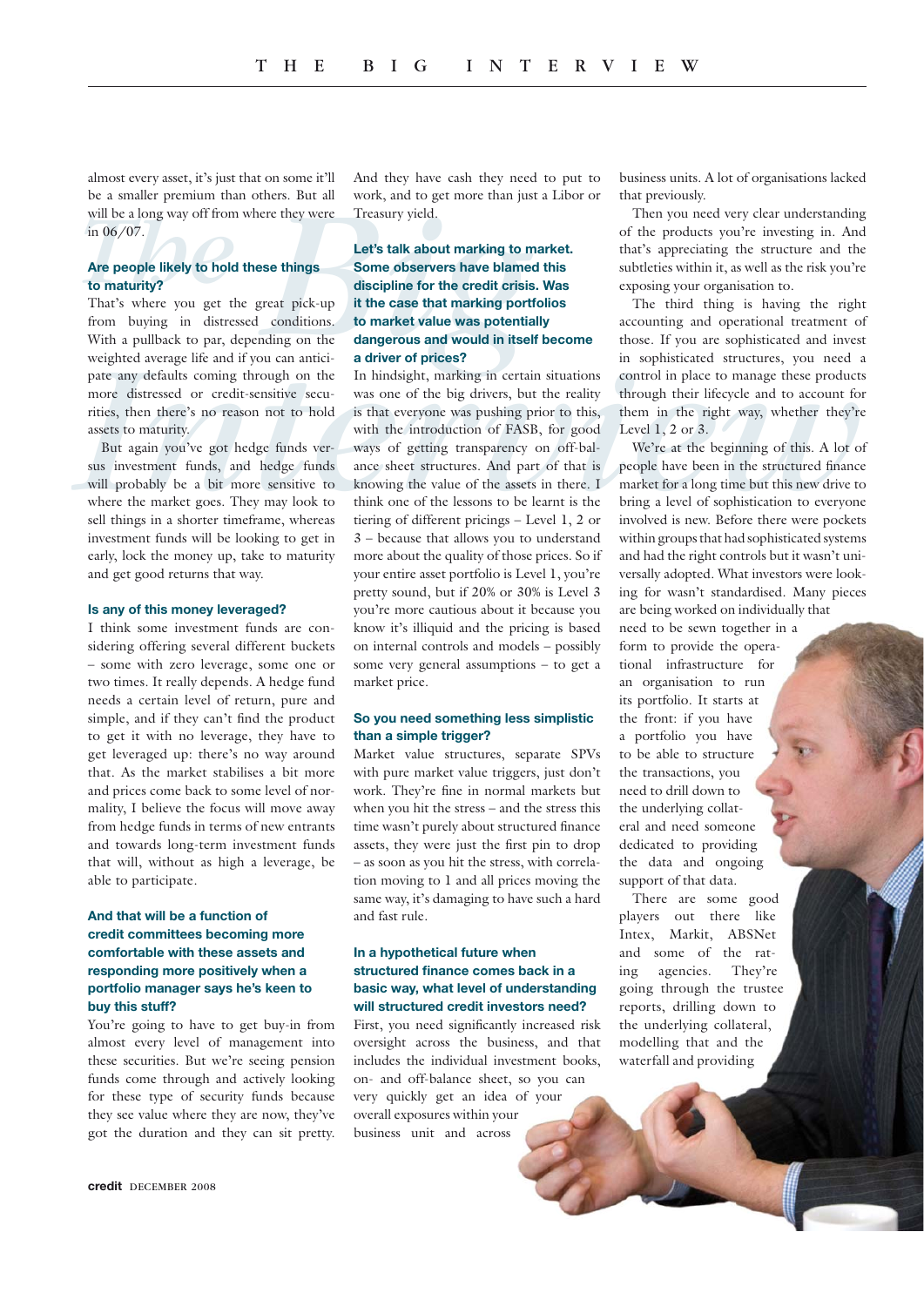almost every asset, it's just that on some it'll be a smaller premium than others. But all will be a long way off from where they were in 06/07.

**Are people likely to hold these things to maturity?**

That's where you get the great pick-up from buying in distressed conditions. With a pullback to par, depending on the weighted average life and if you can anticipate any defaults coming through on the more distressed or credit-sensitive securities, then there's no reason not to hold assets to maturity.

But again you've got hedge funds versus investment funds, and hedge funds will probably be a bit more sensitive to where the market goes. They may look to sell things in a shorter timeframe, whereas investment funds will be looking to get in early, lock the money up, take to maturity and get good returns that way.

**Is any of this money leveraged?**

I think some investment funds are considering offering several different buckets – some with zero leverage, some one or two times. It really depends. A hedge fund needs a certain level of return, pure and simple, and if they can't find the product to get it with no leverage, they have to get leveraged up: there's no way around that. As the market stabilises a bit more and prices come back to some level of normality, I believe the focus will move away from hedge funds in terms of new entrants and towards long-term investment funds that will, without as high a leverage, be able to participate.

**And that will be a function of credit committees becoming more comfortable with these assets and responding more positively when a portfolio manager says he's keen to buy this stuff?**

You're going to have to get buy-in from almost every level of management into these securities. But we're seeing pension funds come through and actively looking for these type of security funds because they see value where they are now, they've got the duration and they can sit pretty. And they have cash they need to put to work, and to get more than just a Libor or Treasury yield.

**Let's talk about marking to market. Some observers have blamed this discipline for the credit crisis. Was it the case that marking portfolios to market value was potentially dangerous and would in itself become a driver of prices?**

In hindsight, marking in certain situations was one of the big drivers, but the reality is that everyone was pushing prior to this, with the introduction of FASB, for good ways of getting transparency on off-balance sheet structures. And part of that is knowing the value of the assets in there. I think one of the lessons to be learnt is the tiering of different pricings – Level 1, 2 or 3 – because that allows you to understand more about the quality of those prices. So if your entire asset portfolio is Level 1, you're pretty sound, but if 20% or 30% is Level 3 you're more cautious about it because you know it's illiquid and the pricing is based on internal controls and models – possibly some very general assumptions – to get a market price.

**So you need something less simplistic than a simple trigger?**

Market value structures, separate SPVs with pure market value triggers, just don't work. They're fine in normal markets but when you hit the stress – and the stress this time wasn't purely about structured finance assets, they were just the first pin to drop – as soon as you hit the stress, with correlation moving to 1 and all prices moving the same way, it's damaging to have such a hard and fast rule.

**In a hypothetical future when structured finance comes back in a basic way, what level of understanding will structured credit investors need?**

First, you need significantly increased risk oversight across the business, and that includes the individual investment books, on- and off-balance sheet, so you can very quickly get an idea of your overall exposures within your business unit and across business units. A lot of organisations lacked that previously.

Then you need very clear understanding of the products you're investing in. And that's appreciating the structure and the subtleties within it, as well as the risk you're exposing your organisation to.

The third thing is having the right accounting and operational treatment of those. If you are sophisticated and invest in sophisticated structures, you need a control in place to manage these products through their lifecycle and to account for them in the right way, whether they're Level 1, 2 or 3.

We're at the beginning of this. A lot of people have been in the structured finance market for a long time but this new drive to bring a level of sophistication to everyone involved is new. Before there were pockets within groups that had sophisticated systems and had the right controls but it wasn't universally adopted. What investors were looking for wasn't standardised. Many pieces are being worked on individually that need to be sewn together in a form to provide the operational infrastructure for an organisation to run its portfolio. It starts at the front: if you have a portfolio you have to be able to structure the transactions, you need to drill down to the underlying collateral and need someone dedicated to providing the data and ongoing support of that data.

There are some good players out there like Intex, Markit, ABSNet and some of the rating agencies. They're going through the trustee reports, drilling down to the underlying collateral, modelling that and the waterfall and providing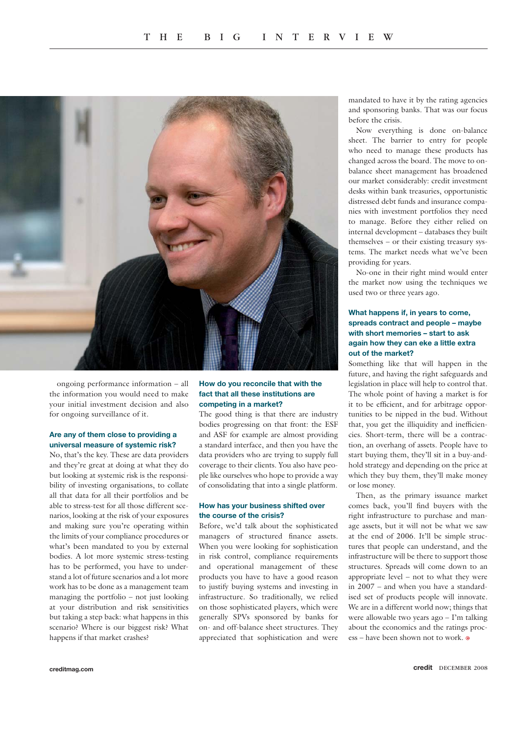ongoing performance information – all the information you would need to make your initial investment decision and also for ongoing surveillance of it.

**Are any of them close to providing a universal measure of systemic risk?**

No, that's the key. These are data providers and they're great at doing at what they do but looking at systemic risk is the responsibility of investing organisations, to collate all that data for all their portfolios and be able to stress-test for all those different scenarios, looking at the risk of your exposures and making sure you're operating within the limits of your compliance procedures or what's been mandated to you by external bodies. A lot more systemic stress-testing has to be performed, you have to understand a lot of future scenarios and a lot more work has to be done as a management team managing the portfolio – not just looking at your distribution and risk sensitivities but taking a step back: what happens in this scenario? Where is our biggest risk? What happens if that market crashes?

**How do you reconcile that with the fact that all these institutions are competing in a market?**

The good thing is that there are industry bodies progressing on that front: the ESF and ASF for example are almost providing a standard interface, and then you have the data providers who are trying to supply full coverage to their clients. You also have people like ourselves who hope to provide a way of consolidating that into a single platform.

**How has your business shifted over the course of the crisis?**

Before, we'd talk about the sophisticated managers of structured finance assets. When you were looking for sophistication in risk control, compliance requirements and operational management of these products you have to have a good reason to justify buying systems and investing in infrastructure. So traditionally, we relied on those sophisticated players, which were generally SPVs sponsored by banks for on- and off-balance sheet structures. They appreciated that sophistication and were mandated to have it by the rating agencies and sponsoring banks. That was our focus before the crisis.

Now everything is done on-balance sheet. The barrier to entry for people who need to manage these products has changed across the board. The move to on-balance sheet management has broadened our market considerably: credit investment desks within bank treasuries, opportunistic distressed debt funds and insurance companies with investment portfolios they need to manage. Before they either relied on internal development – databases they built themselves – or their existing treasury systems. The market needs what we've been providing for years.

No-one in their right mind would enter the market now using the techniques we used two or three years ago.

**What happens if, in years to come, spreads contract and people – maybe with short memories – start to ask again how they can eke a little extra out of the market?**

Something like that will happen in the future, and having the right safeguards and legislation in place will help to control that. The whole point of having a market is for it to be efficient, and for arbitrage opportunities to be nipped in the bud. Without that, you get the illiquidity and inefficiencies. Short-term, there will be a contraction, an overhang of assets. People have to start buying them, they'll sit in a buy-and-hold strategy and depending on the price at which they buy them, they'll make money or lose money.

Then, as the primary issuance market comes back, you'll find buyers with the right infrastructure to purchase and manage assets, but it will not be what we saw at the end of 2006. It'll be simple structures that people can understand, and the infrastructure will be there to support those structures. Spreads will come down to an appropriate level – not to what they were in 2007 – and when you have a standardised set of products people will innovate. We are in a different world now; things that were allowable two years ago – I'm talking about the economics and the ratings process – have been shown not to work.